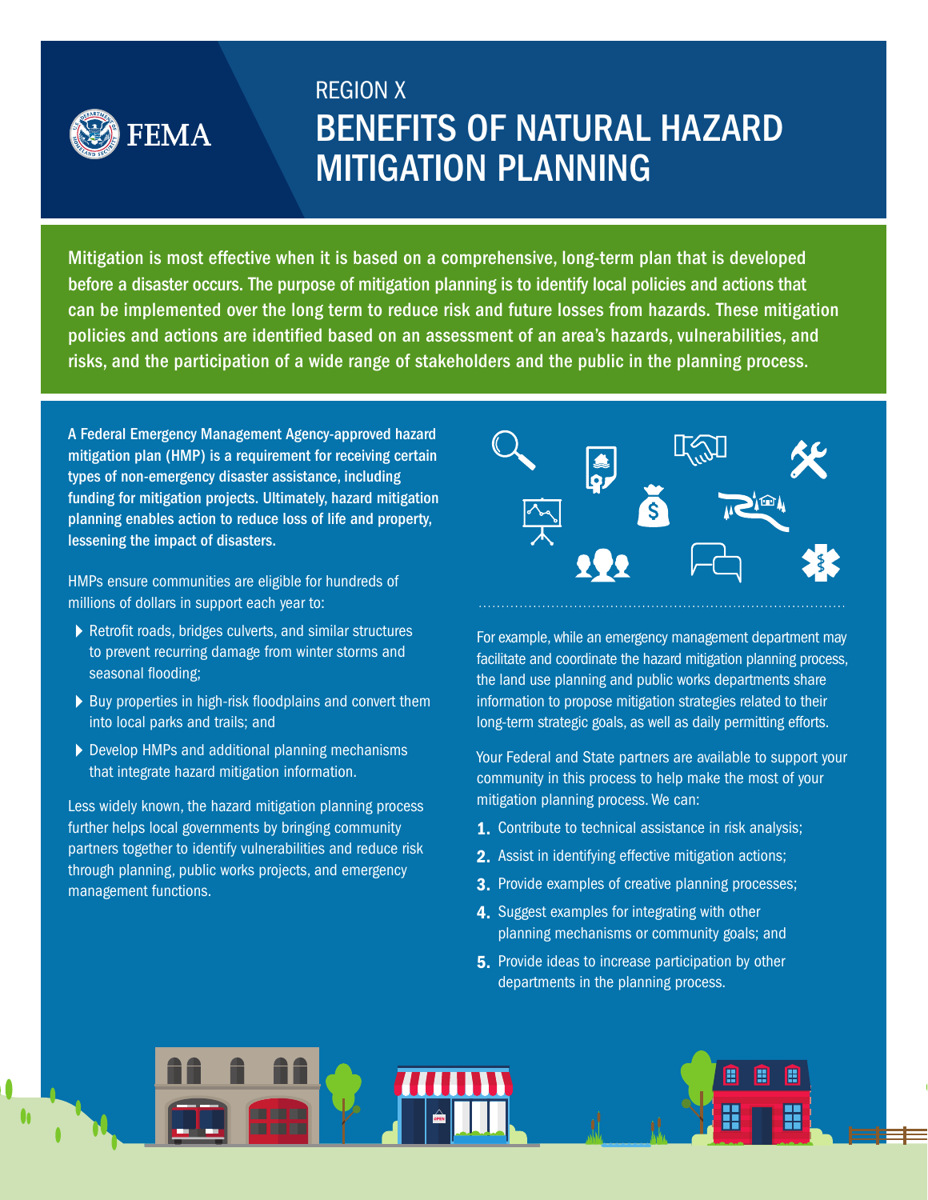# REGION X

# BENEFITS OF NATURAL HAZARD MITIGATION PLANNING

**Mitigation is most effective when it is based on a comprehensive, long-term plan that is developed before a disaster occurs. The purpose of mitigation planning is to identify local policies and actions that can be implemented over the long term to reduce risk and future losses from hazards. These mitigation policies and actions are identified based on an assessment of an area's hazards, vulnerabilities, and risks, and the participation of a wide range of stakeholders and the public in the planning process.**

**A Federal Emergency Management Agency-approved hazard mitigation plan (HMP) is a requirement for receiving certain types of non-emergency disaster assistance, including funding for mitigation projects. Ultimately, hazard mitigation planning enables action to reduce loss of life and property, lessening the impact of disasters.**

HMPs ensure communities are eligible for hundreds of millions of dollars in support each year to:

- Retrofit roads, bridges culverts, and similar structures to prevent recurring damage from winter storms and seasonal flooding;
- Buy properties in high-risk floodplains and convert them into local parks and trails; and
- Develop HMPs and additional planning mechanisms that integrate hazard mitigation information.

Less widely known, the hazard mitigation planning process further helps local governments by bringing community partners together to identify vulnerabilities and reduce risk through planning, public works projects, and emergency management functions.

For example, while an emergency management department may facilitate and coordinate the hazard mitigation planning process, the land use planning and public works departments share information to propose mitigation strategies related to their long-term strategic goals, as well as daily permitting efforts.

Your Federal and State partners are available to support your community in this process to help make the most of your mitigation planning process. We can:

1. Contribute to technical assistance in risk analysis;
2. Assist in identifying effective mitigation actions;
3. Provide examples of creative planning processes;
4. Suggest examples for integrating with other planning mechanisms or community goals; and
5. Provide ideas to increase participation by other departments in the planning process.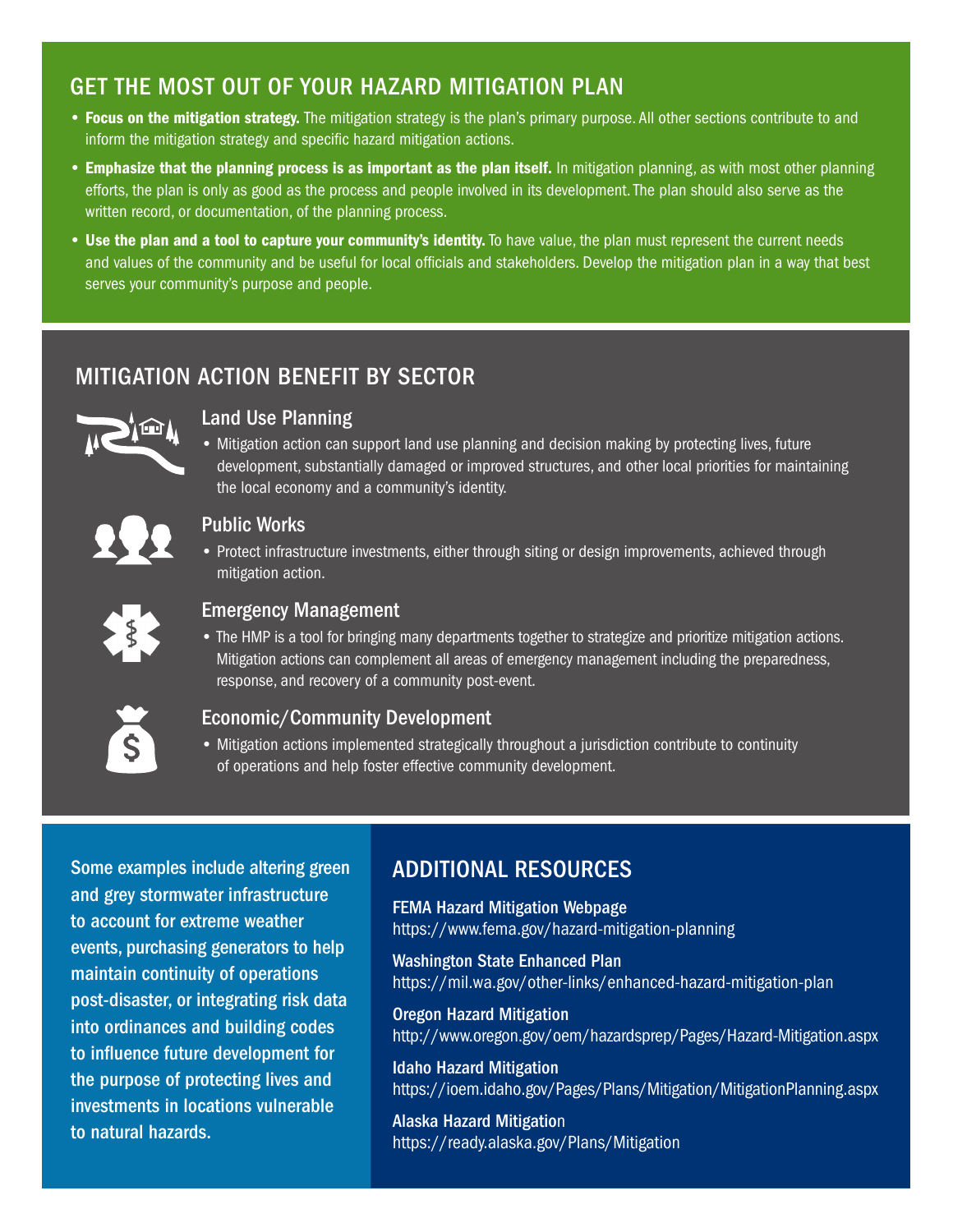## GET THE MOST OUT OF YOUR HAZARD MITIGATION PLAN

- **Focus on the mitigation strategy.** The mitigation strategy is the plan's primary purpose. All other sections contribute to and inform the mitigation strategy and specific hazard mitigation actions.
- **Emphasize that the planning process is as important as the plan itself.** In mitigation planning, as with most other planning efforts, the plan is only as good as the process and people involved in its development. The plan should also serve as the written record, or documentation, of the planning process.
- **Use the plan and a tool to capture your community's identity.** To have value, the plan must represent the current needs and values of the community and be useful for local officials and stakeholders. Develop the mitigation plan in a way that best serves your community's purpose and people.

## MITIGATION ACTION BENEFIT BY SECTOR

### Land Use Planning

- Mitigation action can support land use planning and decision making by protecting lives, future development, substantially damaged or improved structures, and other local priorities for maintaining the local economy and a community's identity.

### Public Works

- Protect infrastructure investments, either through siting or design improvements, achieved through mitigation action.

### Emergency Management

- The HMP is a tool for bringing many departments together to strategize and prioritize mitigation actions. Mitigation actions can complement all areas of emergency management including the preparedness, response, and recovery of a community post-event.

### Economic/Community Development

- Mitigation actions implemented strategically throughout a jurisdiction contribute to continuity of operations and help foster effective community development.

**Some examples include altering green and grey stormwater infrastructure to account for extreme weather events, purchasing generators to help maintain continuity of operations post-disaster, or integrating risk data into ordinances and building codes to influence future development for the purpose of protecting lives and investments in locations vulnerable to natural hazards.**

## ADDITIONAL RESOURCES

**FEMA Hazard Mitigation Webpage**
https://www.fema.gov/hazard-mitigation-planning

**Washington State Enhanced Plan**
https://mil.wa.gov/other-links/enhanced-hazard-mitigation-plan

**Oregon Hazard Mitigation**
http://www.oregon.gov/oem/hazardsprep/Pages/Hazard-Mitigation.aspx

**Idaho Hazard Mitigation**
https://ioem.idaho.gov/Pages/Plans/Mitigation/MitigationPlanning.aspx

**Alaska Hazard Mitigation**
https://ready.alaska.gov/Plans/Mitigation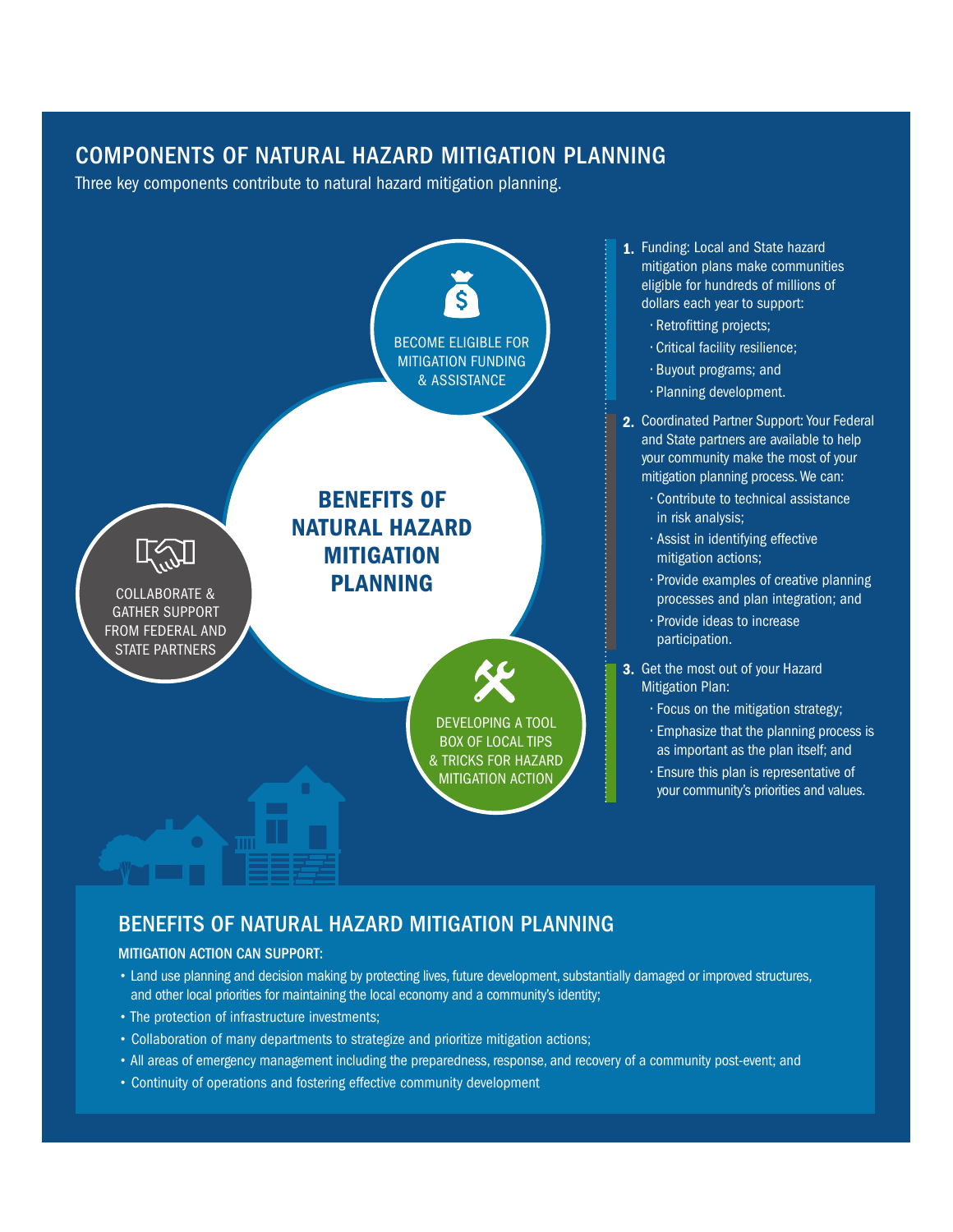## COMPONENTS OF NATURAL HAZARD MITIGATION PLANNING

Three key components contribute to natural hazard mitigation planning.

**BENEFITS OF NATURAL HAZARD MITIGATION PLANNING**

BECOME ELIGIBLE FOR MITIGATION FUNDING & ASSISTANCE

COLLABORATE & GATHER SUPPORT FROM FEDERAL AND STATE PARTNERS

DEVELOPING A TOOL BOX OF LOCAL TIPS & TRICKS FOR HAZARD MITIGATION ACTION

1. Funding: Local and State hazard mitigation plans make communities eligible for hundreds of millions of dollars each year to support:
   - Retrofitting projects;
   - Critical facility resilience;
   - Buyout programs; and
   - Planning development.
2. Coordinated Partner Support: Your Federal and State partners are available to help your community make the most of your mitigation planning process. We can:
   - Contribute to technical assistance in risk analysis;
   - Assist in identifying effective mitigation actions;
   - Provide examples of creative planning processes and plan integration; and
   - Provide ideas to increase participation.
3. Get the most out of your Hazard Mitigation Plan:
   - Focus on the mitigation strategy;
   - Emphasize that the planning process is as important as the plan itself; and
   - Ensure this plan is representative of your community's priorities and values.

## BENEFITS OF NATURAL HAZARD MITIGATION PLANNING

**MITIGATION ACTION CAN SUPPORT:**

- Land use planning and decision making by protecting lives, future development, substantially damaged or improved structures, and other local priorities for maintaining the local economy and a community's identity;
- The protection of infrastructure investments;
- Collaboration of many departments to strategize and prioritize mitigation actions;
- All areas of emergency management including the preparedness, response, and recovery of a community post-event; and
- Continuity of operations and fostering effective community development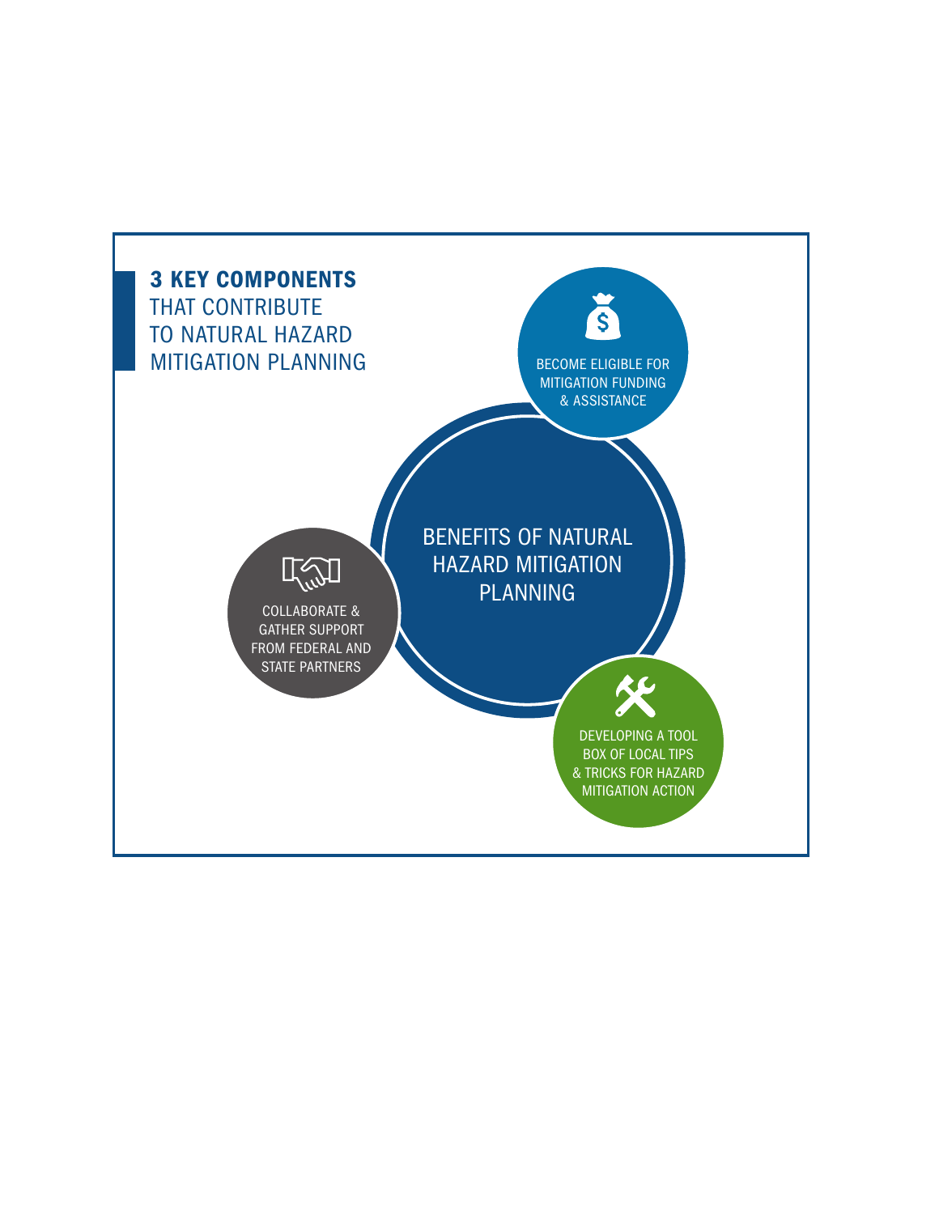## 3 KEY COMPONENTS THAT CONTRIBUTE TO NATURAL HAZARD MITIGATION PLANNING

BENEFITS OF NATURAL HAZARD MITIGATION PLANNING

- BECOME ELIGIBLE FOR MITIGATION FUNDING & ASSISTANCE
- COLLABORATE & GATHER SUPPORT FROM FEDERAL AND STATE PARTNERS
- DEVELOPING A TOOL BOX OF LOCAL TIPS & TRICKS FOR HAZARD MITIGATION ACTION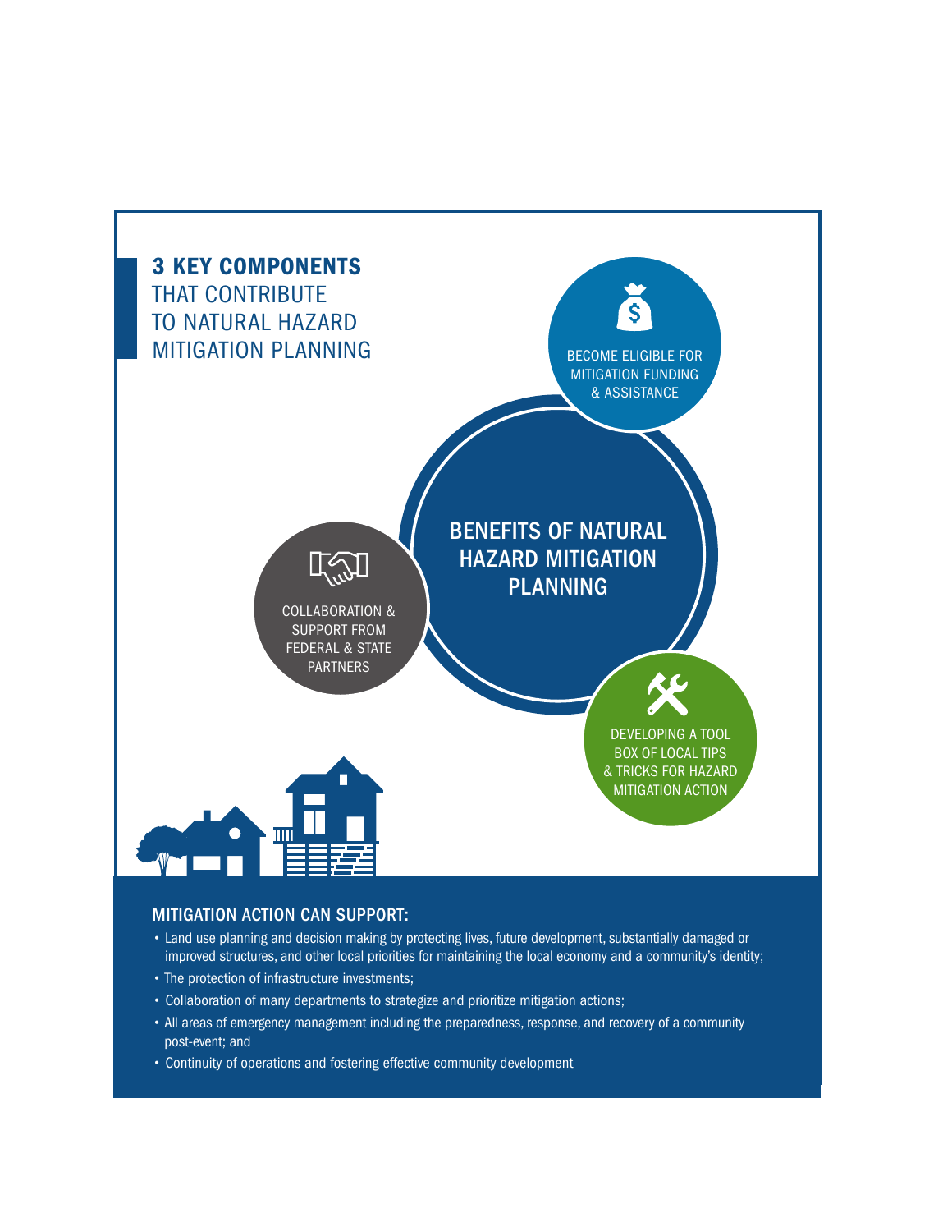## **3 KEY COMPONENTS** THAT CONTRIBUTE TO NATURAL HAZARD MITIGATION PLANNING

BENEFITS OF NATURAL HAZARD MITIGATION PLANNING

BECOME ELIGIBLE FOR MITIGATION FUNDING & ASSISTANCE

COLLABORATION & SUPPORT FROM FEDERAL & STATE PARTNERS

DEVELOPING A TOOL BOX OF LOCAL TIPS & TRICKS FOR HAZARD MITIGATION ACTION

### MITIGATION ACTION CAN SUPPORT:

- Land use planning and decision making by protecting lives, future development, substantially damaged or improved structures, and other local priorities for maintaining the local economy and a community's identity;
- The protection of infrastructure investments;
- Collaboration of many departments to strategize and prioritize mitigation actions;
- All areas of emergency management including the preparedness, response, and recovery of a community post-event; and
- Continuity of operations and fostering effective community development